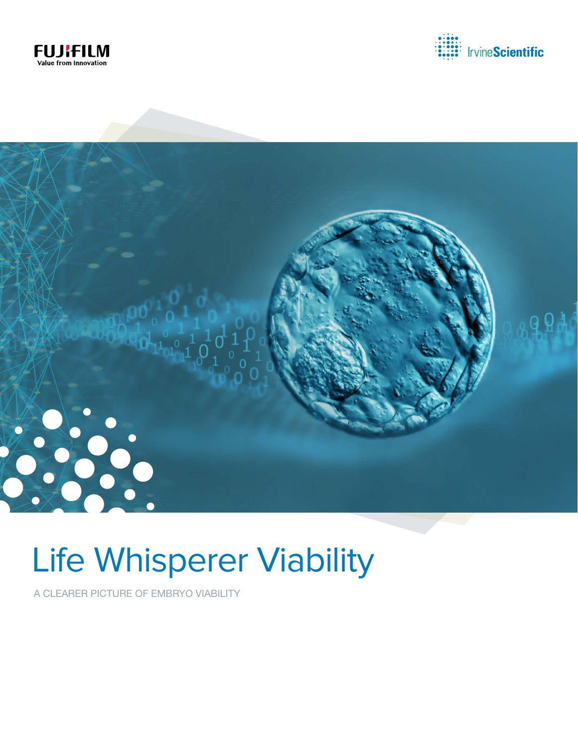FUJIFILM
Value from Innovation

IrvineScientific

# Life Whisperer Viability

A CLEARER PICTURE OF EMBRYO VIABILITY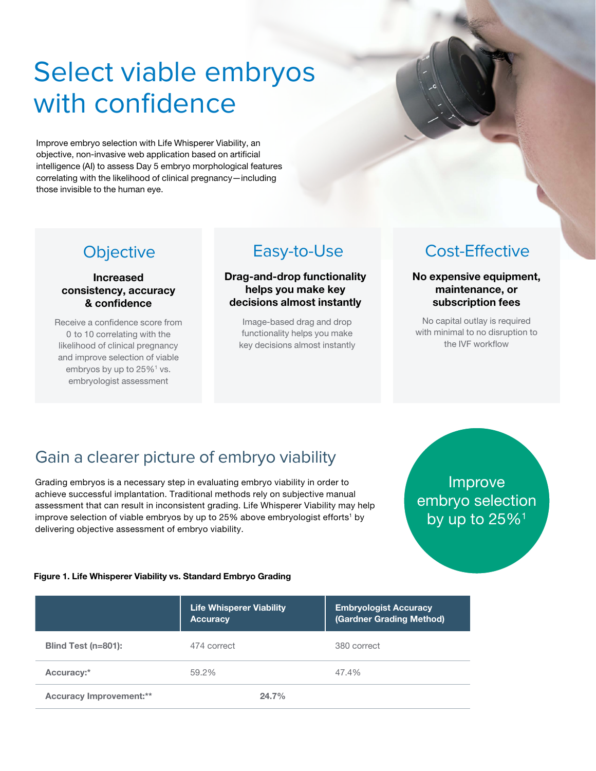# Select viable embryos with confidence

Improve embryo selection with Life Whisperer Viability, an objective, non-invasive web application based on artificial intelligence (AI) to assess Day 5 embryo morphological features correlating with the likelihood of clinical pregnancy—including those invisible to the human eye.

## Objective

**Increased consistency, accuracy & confidence**

Receive a confidence score from 0 to 10 correlating with the likelihood of clinical pregnancy and improve selection of viable embryos by up to 25%[1] vs. embryologist assessment

## Easy-to-Use

**Drag-and-drop functionality helps you make key decisions almost instantly**

Image-based drag and drop functionality helps you make key decisions almost instantly

## Cost-Effective

**No expensive equipment, maintenance, or subscription fees**

No capital outlay is required with minimal to no disruption to the IVF workflow

## Gain a clearer picture of embryo viability

Grading embryos is a necessary step in evaluating embryo viability in order to achieve successful implantation. Traditional methods rely on subjective manual assessment that can result in inconsistent grading. Life Whisperer Viability may help improve selection of viable embryos by up to 25% above embryologist efforts[1] by delivering objective assessment of embryo viability.

Improve embryo selection by up to 25%[1]

**Figure 1. Life Whisperer Viability vs. Standard Embryo Grading**

| | Life Whisperer Viability Accuracy | Embryologist Accuracy (Gardner Grading Method) |
|---|---|---|
| **Blind Test (n=801):** | 474 correct | 380 correct |
| **Accuracy:*** | 59.2% | 47.4% |
| **Accuracy Improvement:**** | **24.7%** | |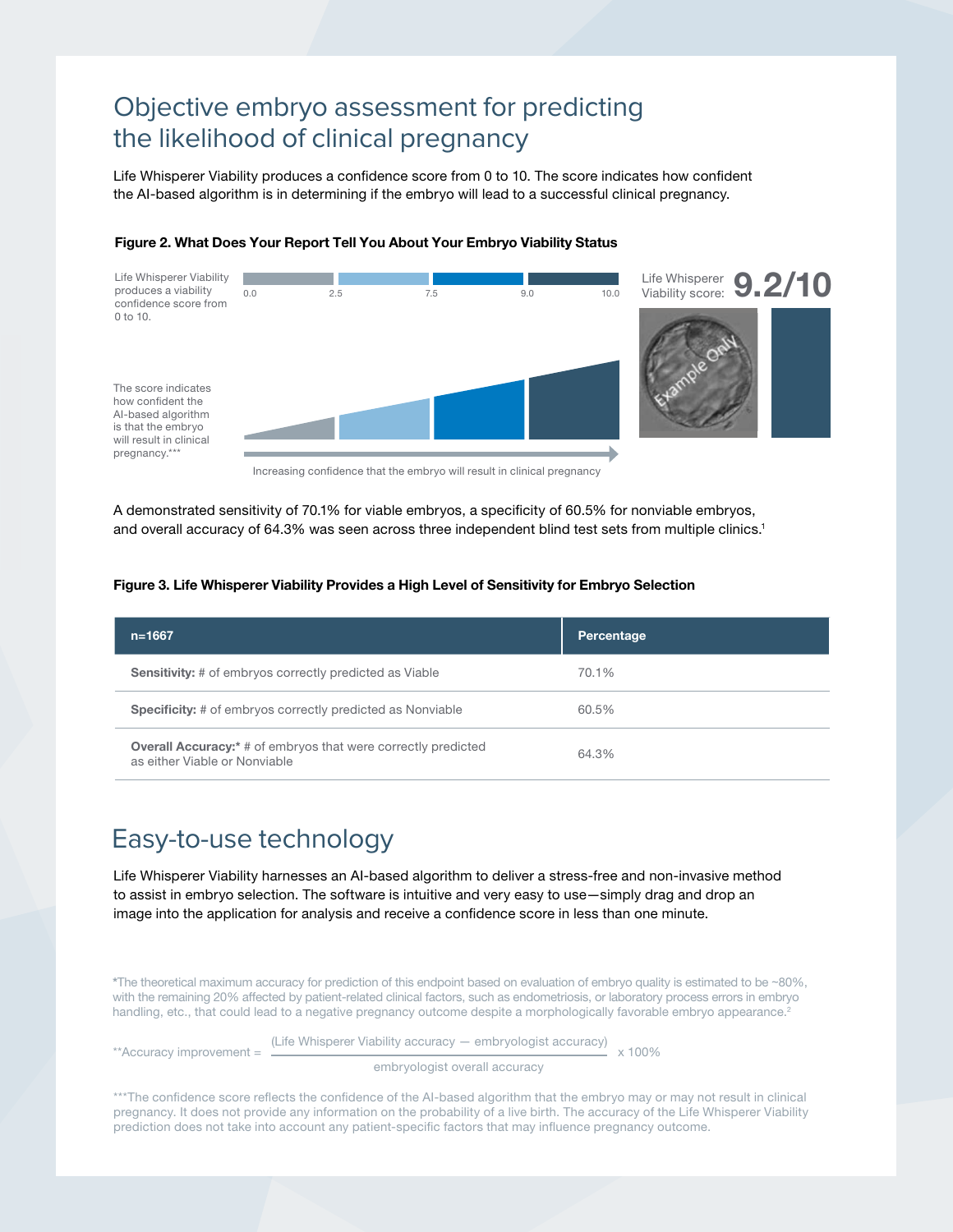# Objective embryo assessment for predicting the likelihood of clinical pregnancy

Life Whisperer Viability produces a confidence score from 0 to 10. The score indicates how confident the AI-based algorithm is in determining if the embryo will lead to a successful clinical pregnancy.

**Figure 2. What Does Your Report Tell You About Your Embryo Viability Status**

Life Whisperer Viability produces a viability confidence score from 0 to 10.

0.0 2.5 7.5 9.0 10.0

Life Whisperer Viability score: **9.2/10**

The score indicates how confident the AI-based algorithm is that the embryo will result in clinical pregnancy.***

Increasing confidence that the embryo will result in clinical pregnancy

A demonstrated sensitivity of 70.1% for viable embryos, a specificity of 60.5% for nonviable embryos, and overall accuracy of 64.3% was seen across three independent blind test sets from multiple clinics.[1]

**Figure 3. Life Whisperer Viability Provides a High Level of Sensitivity for Embryo Selection**

| n=1667 | Percentage |
| --- | --- |
| **Sensitivity:** # of embryos correctly predicted as Viable | 70.1% |
| **Specificity:** # of embryos correctly predicted as Nonviable | 60.5% |
| **Overall Accuracy:*** # of embryos that were correctly predicted as either Viable or Nonviable | 64.3% |

# Easy-to-use technology

Life Whisperer Viability harnesses an AI-based algorithm to deliver a stress-free and non-invasive method to assist in embryo selection. The software is intuitive and very easy to use—simply drag and drop an image into the application for analysis and receive a confidence score in less than one minute.

*The theoretical maximum accuracy for prediction of this endpoint based on evaluation of embryo quality is estimated to be ~80%, with the remaining 20% affected by patient-related clinical factors, such as endometriosis, or laboratory process errors in embryo handling, etc., that could lead to a negative pregnancy outcome despite a morphologically favorable embryo appearance.[2]

$$\text{**Accuracy improvement} = \frac{\text{(Life Whisperer Viability accuracy} - \text{embryologist accuracy)}}{\text{embryologist overall accuracy}} \times 100\%$$

***The confidence score reflects the confidence of the AI-based algorithm that the embryo may or may not result in clinical pregnancy. It does not provide any information on the probability of a live birth. The accuracy of the Life Whisperer Viability prediction does not take into account any patient-specific factors that may influence pregnancy outcome.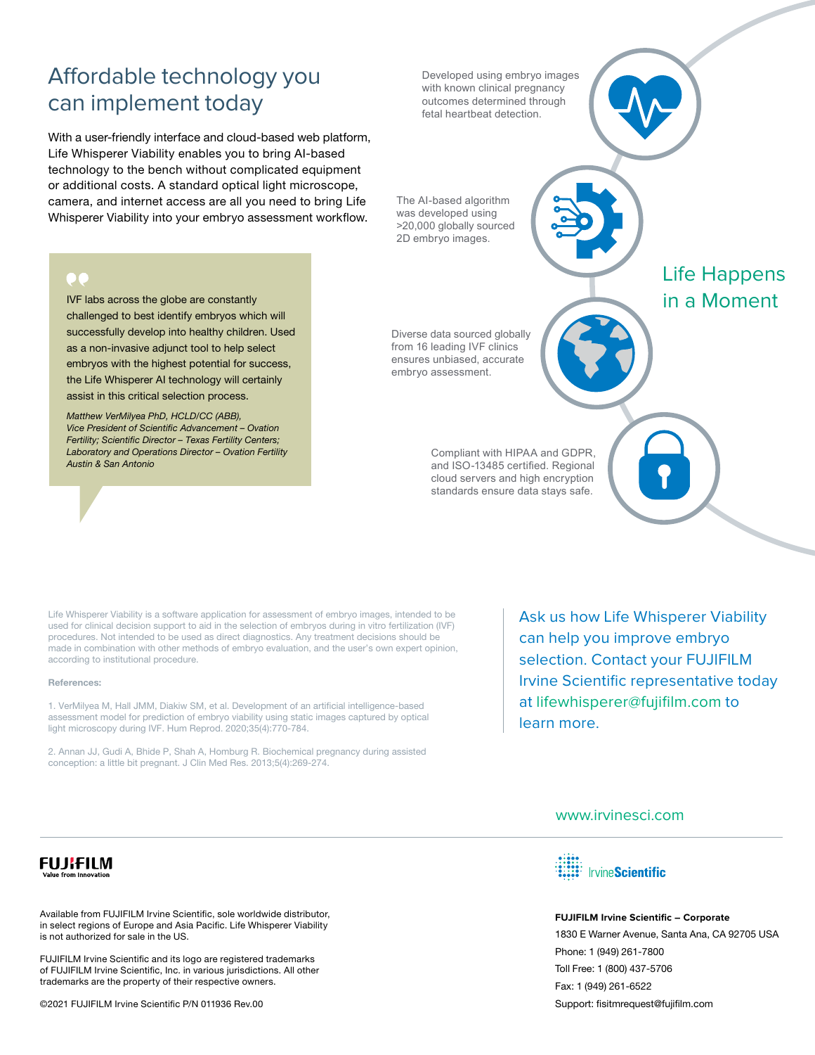# Affordable technology you can implement today

With a user-friendly interface and cloud-based web platform, Life Whisperer Viability enables you to bring AI-based technology to the bench without complicated equipment or additional costs. A standard optical light microscope, camera, and internet access are all you need to bring Life Whisperer Viability into your embryo assessment workflow.

> IVF labs across the globe are constantly challenged to best identify embryos which will successfully develop into healthy children. Used as a non-invasive adjunct tool to help select embryos with the highest potential for success, the Life Whisperer AI technology will certainly assist in this critical selection process.
>
> *Matthew VerMilyea PhD, HCLD/CC (ABB), Vice President of Scientific Advancement – Ovation Fertility; Scientific Director – Texas Fertility Centers; Laboratory and Operations Director – Ovation Fertility Austin & San Antonio*

Developed using embryo images with known clinical pregnancy outcomes determined through fetal heartbeat detection.

The AI-based algorithm was developed using >20,000 globally sourced 2D embryo images.

## Life Happens in a Moment

Diverse data sourced globally from 16 leading IVF clinics ensures unbiased, accurate embryo assessment.

Compliant with HIPAA and GDPR, and ISO-13485 certified. Regional cloud servers and high encryption standards ensure data stays safe.

Life Whisperer Viability is a software application for assessment of embryo images, intended to be used for clinical decision support to aid in the selection of embryos during in vitro fertilization (IVF) procedures. Not intended to be used as direct diagnostics. Any treatment decisions should be made in combination with other methods of embryo evaluation, and the user's own expert opinion, according to institutional procedure.

**References:**

1. VerMilyea M, Hall JMM, Diakiw SM, et al. Development of an artificial intelligence-based assessment model for prediction of embryo viability using static images captured by optical light microscopy during IVF. Hum Reprod. 2020;35(4):770-784.

2. Annan JJ, Gudi A, Bhide P, Shah A, Homburg R. Biochemical pregnancy during assisted conception: a little bit pregnant. J Clin Med Res. 2013;5(4):269-274.

Ask us how Life Whisperer Viability can help you improve embryo selection. Contact your FUJIFILM Irvine Scientific representative today at lifewhisperer@fujifilm.com to learn more.

www.irvinesci.com

FUJIFILM
Value from Innovation

Available from FUJIFILM Irvine Scientific, sole worldwide distributor, in select regions of Europe and Asia Pacific. Life Whisperer Viability is not authorized for sale in the US.

FUJIFILM Irvine Scientific and its logo are registered trademarks of FUJIFILM Irvine Scientific, Inc. in various jurisdictions. All other trademarks are the property of their respective owners.

©2021 FUJIFILM Irvine Scientific P/N 011936 Rev.00

IrvineScientific

**FUJIFILM Irvine Scientific – Corporate**
1830 E Warner Avenue, Santa Ana, CA 92705 USA
Phone: 1 (949) 261-7800
Toll Free: 1 (800) 437-5706
Fax: 1 (949) 261-6522
Support: fisitmrequest@fujifilm.com